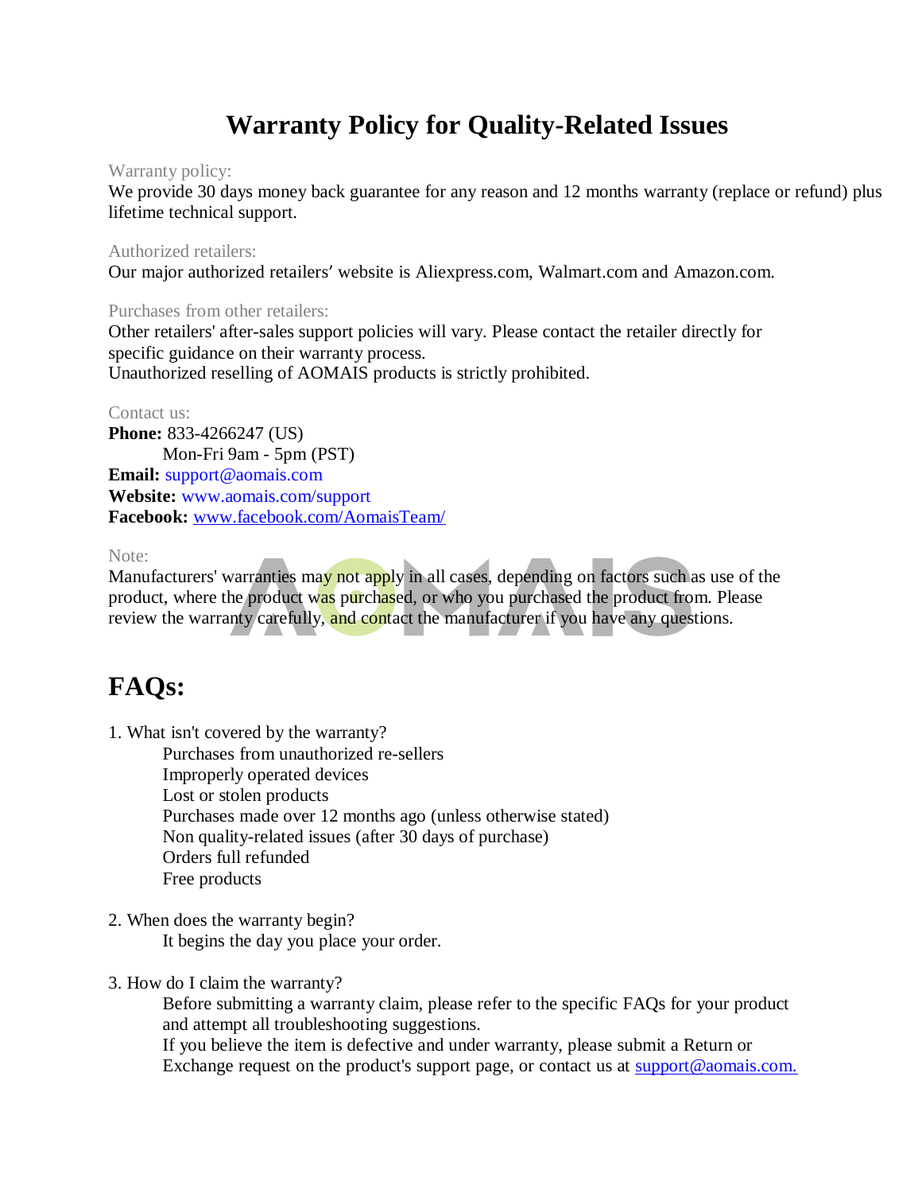# Warranty Policy for Quality-Related Issues

Warranty policy:

We provide 30 days money back guarantee for any reason and 12 months warranty (replace or refund) plus lifetime technical support.

Authorized retailers:

Our major authorized retailers' website is Aliexpress.com, Walmart.com and Amazon.com.

Purchases from other retailers:

Other retailers' after-sales support policies will vary. Please contact the retailer directly for specific guidance on their warranty process.
Unauthorized reselling of AOMAIS products is strictly prohibited.

Contact us:

**Phone:** 833-4266247 (US)
Mon-Fri 9am - 5pm (PST)
**Email:** support@aomais.com
**Website:** www.aomais.com/support
**Facebook:** www.facebook.com/AomaisTeam/

Note:

Manufacturers' warranties may not apply in all cases, depending on factors such as use of the product, where the product was purchased, or who you purchased the product from. Please review the warranty carefully, and contact the manufacturer if you have any questions.

## FAQs:

1. What isn't covered by the warranty?
   - Purchases from unauthorized re-sellers
   - Improperly operated devices
   - Lost or stolen products
   - Purchases made over 12 months ago (unless otherwise stated)
   - Non quality-related issues (after 30 days of purchase)
   - Orders full refunded
   - Free products

2. When does the warranty begin?
   It begins the day you place your order.

3. How do I claim the warranty?
   Before submitting a warranty claim, please refer to the specific FAQs for your product and attempt all troubleshooting suggestions.
   If you believe the item is defective and under warranty, please submit a Return or Exchange request on the product's support page, or contact us at support@aomais.com.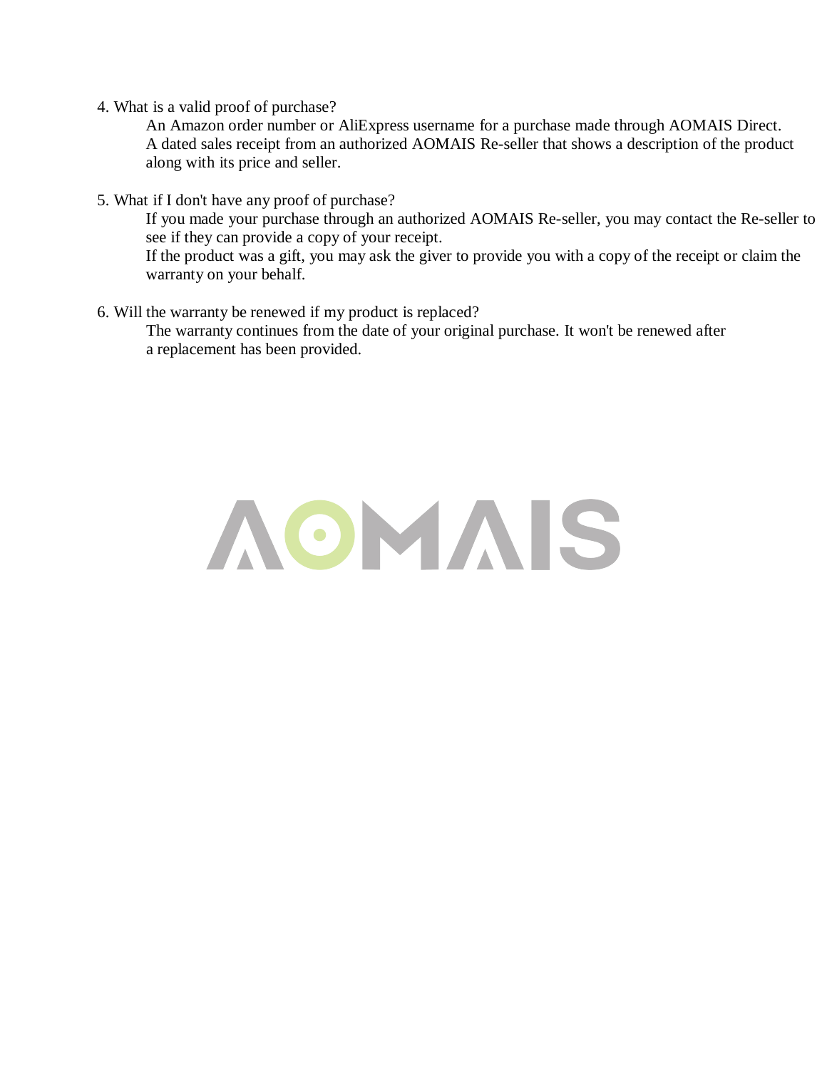4. What is a valid proof of purchase?

   An Amazon order number or AliExpress username for a purchase made through AOMAIS Direct.
   A dated sales receipt from an authorized AOMAIS Re-seller that shows a description of the product along with its price and seller.

5. What if I don't have any proof of purchase?

   If you made your purchase through an authorized AOMAIS Re-seller, you may contact the Re-seller to see if they can provide a copy of your receipt.
   If the product was a gift, you may ask the giver to provide you with a copy of the receipt or claim the warranty on your behalf.

6. Will the warranty be renewed if my product is replaced?

   The warranty continues from the date of your original purchase. It won't be renewed after a replacement has been provided.

AOMAIS